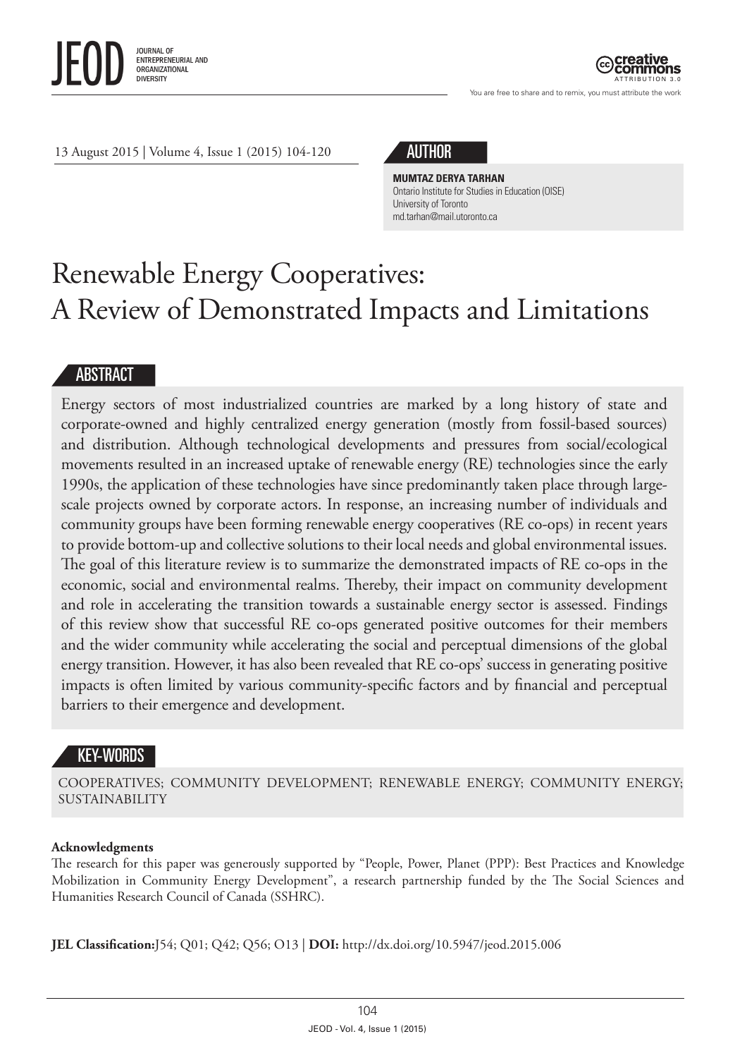13 August 2015 | Volume 4, Issue 1 (2015) 104-120

## AUTHOR

**MUMTAZ DERYA TARHAN**
Ontario Institute for Studies in Education (OISE)
University of Toronto
md.tarhan@mail.utoronto.ca

# Renewable Energy Cooperatives: A Review of Demonstrated Impacts and Limitations

## ABSTRACT

Energy sectors of most industrialized countries are marked by a long history of state and corporate-owned and highly centralized energy generation (mostly from fossil-based sources) and distribution. Although technological developments and pressures from social/ecological movements resulted in an increased uptake of renewable energy (RE) technologies since the early 1990s, the application of these technologies have since predominantly taken place through large-scale projects owned by corporate actors. In response, an increasing number of individuals and community groups have been forming renewable energy cooperatives (RE co-ops) in recent years to provide bottom-up and collective solutions to their local needs and global environmental issues. The goal of this literature review is to summarize the demonstrated impacts of RE co-ops in the economic, social and environmental realms. Thereby, their impact on community development and role in accelerating the transition towards a sustainable energy sector is assessed. Findings of this review show that successful RE co-ops generated positive outcomes for their members and the wider community while accelerating the social and perceptual dimensions of the global energy transition. However, it has also been revealed that RE co-ops' success in generating positive impacts is often limited by various community-specific factors and by financial and perceptual barriers to their emergence and development.

## KEY-WORDS

COOPERATIVES; COMMUNITY DEVELOPMENT; RENEWABLE ENERGY; COMMUNITY ENERGY; SUSTAINABILITY

**Acknowledgments**
The research for this paper was generously supported by "People, Power, Planet (PPP): Best Practices and Knowledge Mobilization in Community Energy Development", a research partnership funded by the The Social Sciences and Humanities Research Council of Canada (SSHRC).

**JEL Classification:** J54; Q01; Q42; Q56; O13 | **DOI:** http://dx.doi.org/10.5947/jeod.2015.006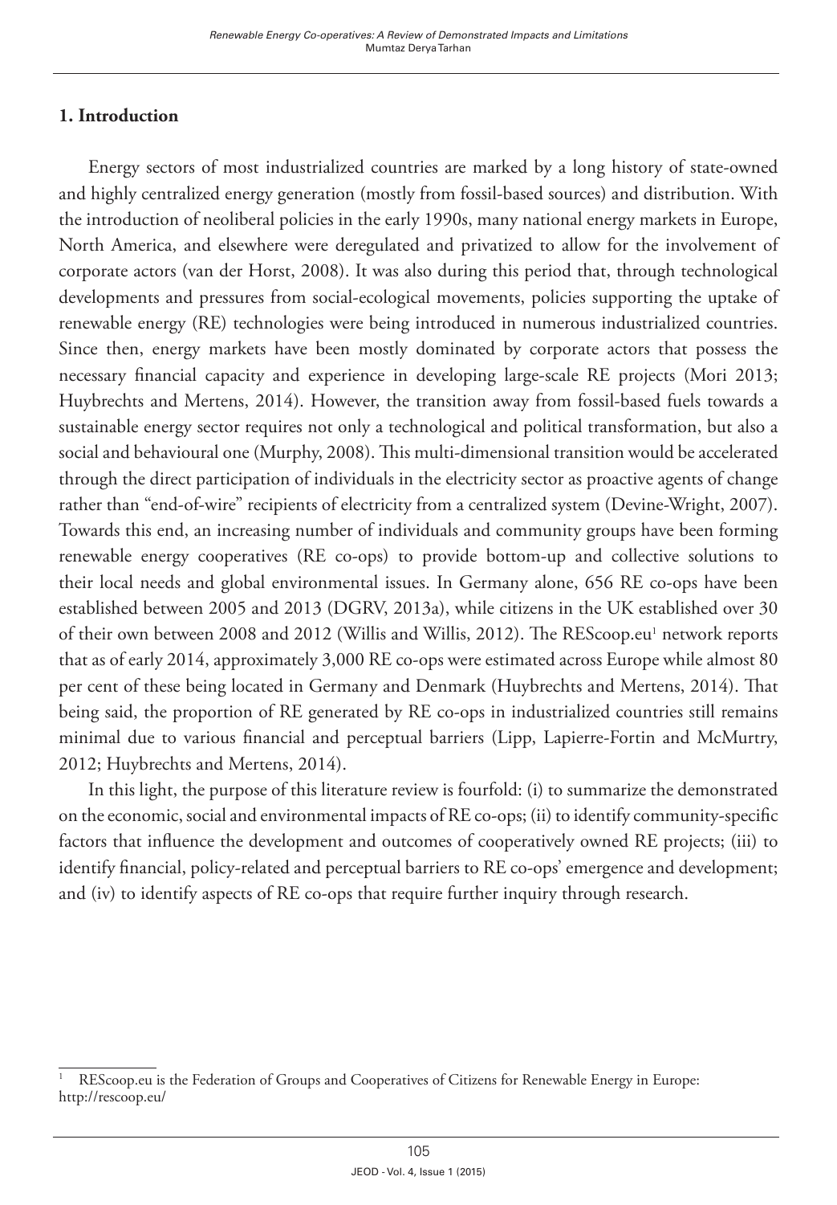## 1. Introduction

Energy sectors of most industrialized countries are marked by a long history of state-owned and highly centralized energy generation (mostly from fossil-based sources) and distribution. With the introduction of neoliberal policies in the early 1990s, many national energy markets in Europe, North America, and elsewhere were deregulated and privatized to allow for the involvement of corporate actors (van der Horst, 2008). It was also during this period that, through technological developments and pressures from social-ecological movements, policies supporting the uptake of renewable energy (RE) technologies were being introduced in numerous industrialized countries. Since then, energy markets have been mostly dominated by corporate actors that possess the necessary financial capacity and experience in developing large-scale RE projects (Mori 2013; Huybrechts and Mertens, 2014). However, the transition away from fossil-based fuels towards a sustainable energy sector requires not only a technological and political transformation, but also a social and behavioural one (Murphy, 2008). This multi-dimensional transition would be accelerated through the direct participation of individuals in the electricity sector as proactive agents of change rather than "end-of-wire" recipients of electricity from a centralized system (Devine-Wright, 2007). Towards this end, an increasing number of individuals and community groups have been forming renewable energy cooperatives (RE co-ops) to provide bottom-up and collective solutions to their local needs and global environmental issues. In Germany alone, 656 RE co-ops have been established between 2005 and 2013 (DGRV, 2013a), while citizens in the UK established over 30 of their own between 2008 and 2012 (Willis and Willis, 2012). The REScoop.eu[1] network reports that as of early 2014, approximately 3,000 RE co-ops were estimated across Europe while almost 80 per cent of these being located in Germany and Denmark (Huybrechts and Mertens, 2014). That being said, the proportion of RE generated by RE co-ops in industrialized countries still remains minimal due to various financial and perceptual barriers (Lipp, Lapierre-Fortin and McMurtry, 2012; Huybrechts and Mertens, 2014).

In this light, the purpose of this literature review is fourfold: (i) to summarize the demonstrated on the economic, social and environmental impacts of RE co-ops; (ii) to identify community-specific factors that influence the development and outcomes of cooperatively owned RE projects; (iii) to identify financial, policy-related and perceptual barriers to RE co-ops' emergence and development; and (iv) to identify aspects of RE co-ops that require further inquiry through research.

[1] REScoop.eu is the Federation of Groups and Cooperatives of Citizens for Renewable Energy in Europe: http://rescoop.eu/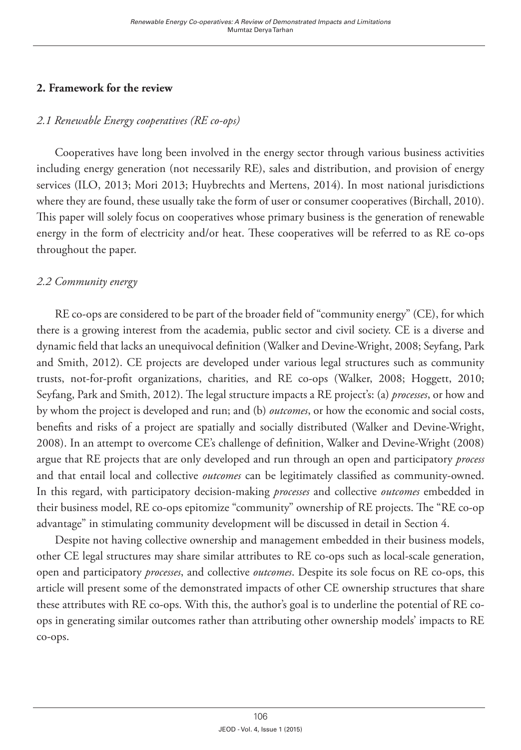## 2. Framework for the review

### *2.1 Renewable Energy cooperatives (RE co-ops)*

Cooperatives have long been involved in the energy sector through various business activities including energy generation (not necessarily RE), sales and distribution, and provision of energy services (ILO, 2013; Mori 2013; Huybrechts and Mertens, 2014). In most national jurisdictions where they are found, these usually take the form of user or consumer cooperatives (Birchall, 2010). This paper will solely focus on cooperatives whose primary business is the generation of renewable energy in the form of electricity and/or heat. These cooperatives will be referred to as RE co-ops throughout the paper.

### *2.2 Community energy*

RE co-ops are considered to be part of the broader field of "community energy" (CE), for which there is a growing interest from the academia, public sector and civil society. CE is a diverse and dynamic field that lacks an unequivocal definition (Walker and Devine-Wright, 2008; Seyfang, Park and Smith, 2012). CE projects are developed under various legal structures such as community trusts, not-for-profit organizations, charities, and RE co-ops (Walker, 2008; Hoggett, 2010; Seyfang, Park and Smith, 2012). The legal structure impacts a RE project's: (a) *processes*, or how and by whom the project is developed and run; and (b) *outcomes*, or how the economic and social costs, benefits and risks of a project are spatially and socially distributed (Walker and Devine-Wright, 2008). In an attempt to overcome CE's challenge of definition, Walker and Devine-Wright (2008) argue that RE projects that are only developed and run through an open and participatory *process* and that entail local and collective *outcomes* can be legitimately classified as community-owned. In this regard, with participatory decision-making *processes* and collective *outcomes* embedded in their business model, RE co-ops epitomize "community" ownership of RE projects. The "RE co-op advantage" in stimulating community development will be discussed in detail in Section 4.

Despite not having collective ownership and management embedded in their business models, other CE legal structures may share similar attributes to RE co-ops such as local-scale generation, open and participatory *processes*, and collective *outcomes*. Despite its sole focus on RE co-ops, this article will present some of the demonstrated impacts of other CE ownership structures that share these attributes with RE co-ops. With this, the author's goal is to underline the potential of RE co-ops in generating similar outcomes rather than attributing other ownership models' impacts to RE co-ops.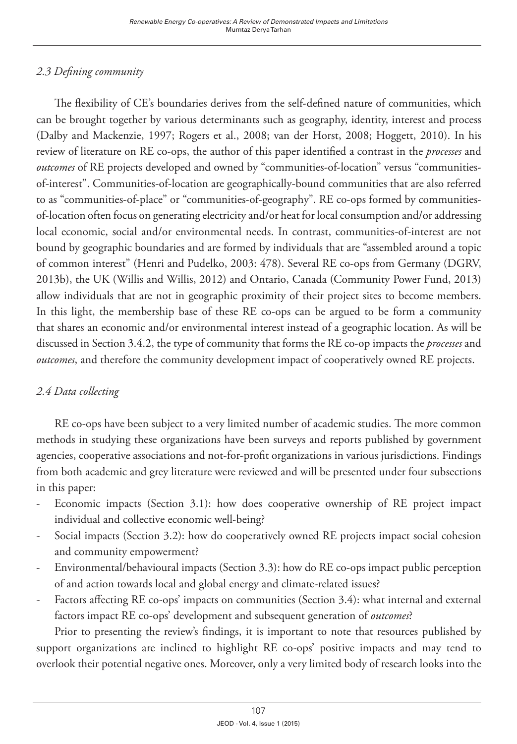### *2.3 Defining community*

The flexibility of CE's boundaries derives from the self-defined nature of communities, which can be brought together by various determinants such as geography, identity, interest and process (Dalby and Mackenzie, 1997; Rogers et al., 2008; van der Horst, 2008; Hoggett, 2010). In his review of literature on RE co-ops, the author of this paper identified a contrast in the *processes* and *outcomes* of RE projects developed and owned by "communities-of-location" versus "communities-of-interest". Communities-of-location are geographically-bound communities that are also referred to as "communities-of-place" or "communities-of-geography". RE co-ops formed by communities-of-location often focus on generating electricity and/or heat for local consumption and/or addressing local economic, social and/or environmental needs. In contrast, communities-of-interest are not bound by geographic boundaries and are formed by individuals that are "assembled around a topic of common interest" (Henri and Pudelko, 2003: 478). Several RE co-ops from Germany (DGRV, 2013b), the UK (Willis and Willis, 2012) and Ontario, Canada (Community Power Fund, 2013) allow individuals that are not in geographic proximity of their project sites to become members. In this light, the membership base of these RE co-ops can be argued to be form a community that shares an economic and/or environmental interest instead of a geographic location. As will be discussed in Section 3.4.2, the type of community that forms the RE co-op impacts the *processes* and *outcomes*, and therefore the community development impact of cooperatively owned RE projects.

### *2.4 Data collecting*

RE co-ops have been subject to a very limited number of academic studies. The more common methods in studying these organizations have been surveys and reports published by government agencies, cooperative associations and not-for-profit organizations in various jurisdictions. Findings from both academic and grey literature were reviewed and will be presented under four subsections in this paper:

- Economic impacts (Section 3.1): how does cooperative ownership of RE project impact individual and collective economic well-being?
- Social impacts (Section 3.2): how do cooperatively owned RE projects impact social cohesion and community empowerment?
- Environmental/behavioural impacts (Section 3.3): how do RE co-ops impact public perception of and action towards local and global energy and climate-related issues?
- Factors affecting RE co-ops' impacts on communities (Section 3.4): what internal and external factors impact RE co-ops' development and subsequent generation of *outcomes*?

Prior to presenting the review's findings, it is important to note that resources published by support organizations are inclined to highlight RE co-ops' positive impacts and may tend to overlook their potential negative ones. Moreover, only a very limited body of research looks into the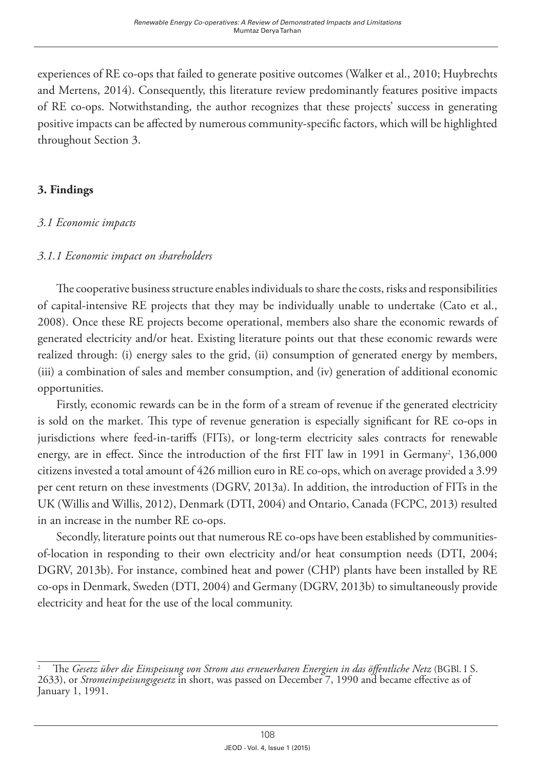experiences of RE co-ops that failed to generate positive outcomes (Walker et al., 2010; Huybrechts and Mertens, 2014). Consequently, this literature review predominantly features positive impacts of RE co-ops. Notwithstanding, the author recognizes that these projects' success in generating positive impacts can be affected by numerous community-specific factors, which will be highlighted throughout Section 3.

## 3. Findings

### *3.1 Economic impacts*

#### *3.1.1 Economic impact on shareholders*

The cooperative business structure enables individuals to share the costs, risks and responsibilities of capital-intensive RE projects that they may be individually unable to undertake (Cato et al., 2008). Once these RE projects become operational, members also share the economic rewards of generated electricity and/or heat. Existing literature points out that these economic rewards were realized through: (i) energy sales to the grid, (ii) consumption of generated energy by members, (iii) a combination of sales and member consumption, and (iv) generation of additional economic opportunities.

Firstly, economic rewards can be in the form of a stream of revenue if the generated electricity is sold on the market. This type of revenue generation is especially significant for RE co-ops in jurisdictions where feed-in-tariffs (FITs), or long-term electricity sales contracts for renewable energy, are in effect. Since the introduction of the first FIT law in 1991 in Germany[2], 136,000 citizens invested a total amount of 426 million euro in RE co-ops, which on average provided a 3.99 per cent return on these investments (DGRV, 2013a). In addition, the introduction of FITs in the UK (Willis and Willis, 2012), Denmark (DTI, 2004) and Ontario, Canada (FCPC, 2013) resulted in an increase in the number RE co-ops.

Secondly, literature points out that numerous RE co-ops have been established by communities-of-location in responding to their own electricity and/or heat consumption needs (DTI, 2004; DGRV, 2013b). For instance, combined heat and power (CHP) plants have been installed by RE co-ops in Denmark, Sweden (DTI, 2004) and Germany (DGRV, 2013b) to simultaneously provide electricity and heat for the use of the local community.

---

[2] The *Gesetz über die Einspeisung von Strom aus erneuerbaren Energien in das öffentliche Netz* (BGBl. I S. 2633), or *Stromeinspeisungsgesetz* in short, was passed on December 7, 1990 and became effective as of January 1, 1991.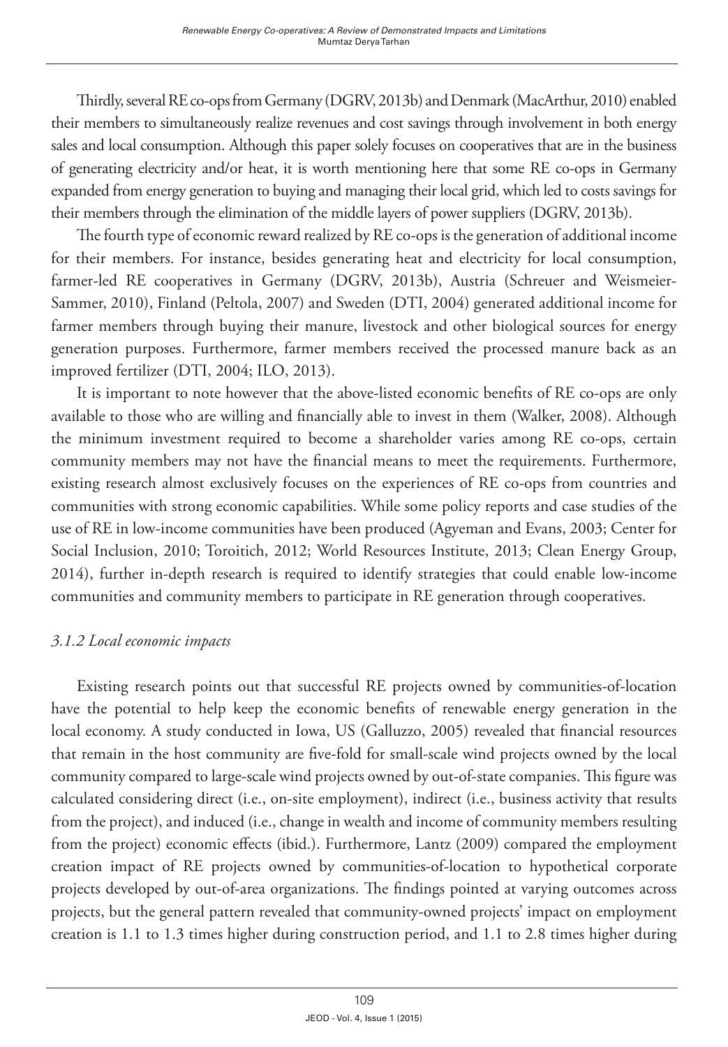Thirdly, several RE co-ops from Germany (DGRV, 2013b) and Denmark (MacArthur, 2010) enabled their members to simultaneously realize revenues and cost savings through involvement in both energy sales and local consumption. Although this paper solely focuses on cooperatives that are in the business of generating electricity and/or heat, it is worth mentioning here that some RE co-ops in Germany expanded from energy generation to buying and managing their local grid, which led to costs savings for their members through the elimination of the middle layers of power suppliers (DGRV, 2013b).

The fourth type of economic reward realized by RE co-ops is the generation of additional income for their members. For instance, besides generating heat and electricity for local consumption, farmer-led RE cooperatives in Germany (DGRV, 2013b), Austria (Schreuer and Weismeier-Sammer, 2010), Finland (Peltola, 2007) and Sweden (DTI, 2004) generated additional income for farmer members through buying their manure, livestock and other biological sources for energy generation purposes. Furthermore, farmer members received the processed manure back as an improved fertilizer (DTI, 2004; ILO, 2013).

It is important to note however that the above-listed economic benefits of RE co-ops are only available to those who are willing and financially able to invest in them (Walker, 2008). Although the minimum investment required to become a shareholder varies among RE co-ops, certain community members may not have the financial means to meet the requirements. Furthermore, existing research almost exclusively focuses on the experiences of RE co-ops from countries and communities with strong economic capabilities. While some policy reports and case studies of the use of RE in low-income communities have been produced (Agyeman and Evans, 2003; Center for Social Inclusion, 2010; Toroitich, 2012; World Resources Institute, 2013; Clean Energy Group, 2014), further in-depth research is required to identify strategies that could enable low-income communities and community members to participate in RE generation through cooperatives.

### *3.1.2 Local economic impacts*

Existing research points out that successful RE projects owned by communities-of-location have the potential to help keep the economic benefits of renewable energy generation in the local economy. A study conducted in Iowa, US (Galluzzo, 2005) revealed that financial resources that remain in the host community are five-fold for small-scale wind projects owned by the local community compared to large-scale wind projects owned by out-of-state companies. This figure was calculated considering direct (i.e., on-site employment), indirect (i.e., business activity that results from the project), and induced (i.e., change in wealth and income of community members resulting from the project) economic effects (ibid.). Furthermore, Lantz (2009) compared the employment creation impact of RE projects owned by communities-of-location to hypothetical corporate projects developed by out-of-area organizations. The findings pointed at varying outcomes across projects, but the general pattern revealed that community-owned projects' impact on employment creation is 1.1 to 1.3 times higher during construction period, and 1.1 to 2.8 times higher during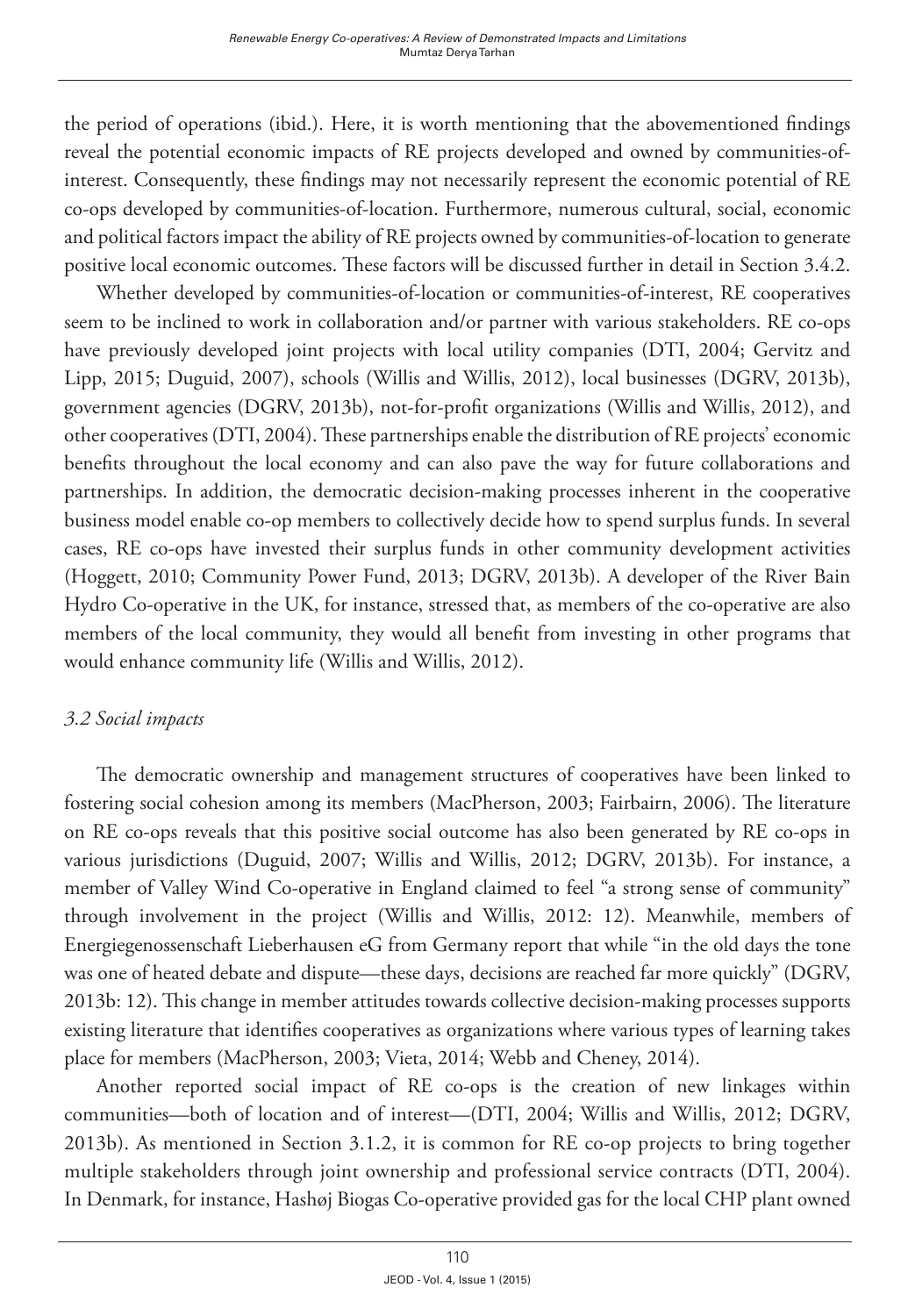the period of operations (ibid.). Here, it is worth mentioning that the abovementioned findings reveal the potential economic impacts of RE projects developed and owned by communities-of-interest. Consequently, these findings may not necessarily represent the economic potential of RE co-ops developed by communities-of-location. Furthermore, numerous cultural, social, economic and political factors impact the ability of RE projects owned by communities-of-location to generate positive local economic outcomes. These factors will be discussed further in detail in Section 3.4.2.

Whether developed by communities-of-location or communities-of-interest, RE cooperatives seem to be inclined to work in collaboration and/or partner with various stakeholders. RE co-ops have previously developed joint projects with local utility companies (DTI, 2004; Gervitz and Lipp, 2015; Duguid, 2007), schools (Willis and Willis, 2012), local businesses (DGRV, 2013b), government agencies (DGRV, 2013b), not-for-profit organizations (Willis and Willis, 2012), and other cooperatives (DTI, 2004). These partnerships enable the distribution of RE projects' economic benefits throughout the local economy and can also pave the way for future collaborations and partnerships. In addition, the democratic decision-making processes inherent in the cooperative business model enable co-op members to collectively decide how to spend surplus funds. In several cases, RE co-ops have invested their surplus funds in other community development activities (Hoggett, 2010; Community Power Fund, 2013; DGRV, 2013b). A developer of the River Bain Hydro Co-operative in the UK, for instance, stressed that, as members of the co-operative are also members of the local community, they would all benefit from investing in other programs that would enhance community life (Willis and Willis, 2012).

### *3.2 Social impacts*

The democratic ownership and management structures of cooperatives have been linked to fostering social cohesion among its members (MacPherson, 2003; Fairbairn, 2006). The literature on RE co-ops reveals that this positive social outcome has also been generated by RE co-ops in various jurisdictions (Duguid, 2007; Willis and Willis, 2012; DGRV, 2013b). For instance, a member of Valley Wind Co-operative in England claimed to feel "a strong sense of community" through involvement in the project (Willis and Willis, 2012: 12). Meanwhile, members of Energiegenossenschaft Lieberhausen eG from Germany report that while "in the old days the tone was one of heated debate and dispute—these days, decisions are reached far more quickly" (DGRV, 2013b: 12). This change in member attitudes towards collective decision-making processes supports existing literature that identifies cooperatives as organizations where various types of learning takes place for members (MacPherson, 2003; Vieta, 2014; Webb and Cheney, 2014).

Another reported social impact of RE co-ops is the creation of new linkages within communities—both of location and of interest—(DTI, 2004; Willis and Willis, 2012; DGRV, 2013b). As mentioned in Section 3.1.2, it is common for RE co-op projects to bring together multiple stakeholders through joint ownership and professional service contracts (DTI, 2004). In Denmark, for instance, Hashøj Biogas Co-operative provided gas for the local CHP plant owned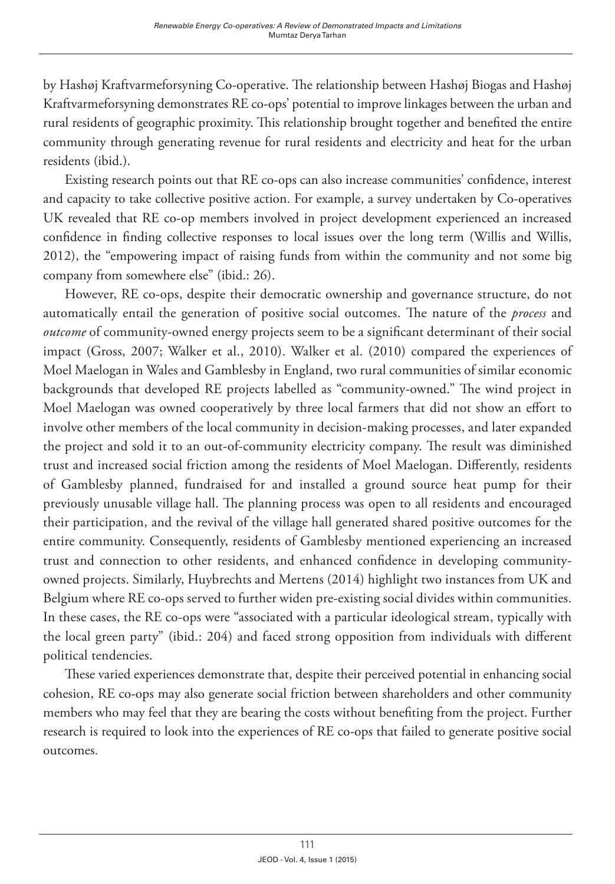by Hashøj Kraftvarmeforsyning Co-operative. The relationship between Hashøj Biogas and Hashøj Kraftvarmeforsyning demonstrates RE co-ops' potential to improve linkages between the urban and rural residents of geographic proximity. This relationship brought together and benefited the entire community through generating revenue for rural residents and electricity and heat for the urban residents (ibid.).

Existing research points out that RE co-ops can also increase communities' confidence, interest and capacity to take collective positive action. For example, a survey undertaken by Co-operatives UK revealed that RE co-op members involved in project development experienced an increased confidence in finding collective responses to local issues over the long term (Willis and Willis, 2012), the "empowering impact of raising funds from within the community and not some big company from somewhere else" (ibid.: 26).

However, RE co-ops, despite their democratic ownership and governance structure, do not automatically entail the generation of positive social outcomes. The nature of the *process* and *outcome* of community-owned energy projects seem to be a significant determinant of their social impact (Gross, 2007; Walker et al., 2010). Walker et al. (2010) compared the experiences of Moel Maelogan in Wales and Gamblesby in England, two rural communities of similar economic backgrounds that developed RE projects labelled as "community-owned." The wind project in Moel Maelogan was owned cooperatively by three local farmers that did not show an effort to involve other members of the local community in decision-making processes, and later expanded the project and sold it to an out-of-community electricity company. The result was diminished trust and increased social friction among the residents of Moel Maelogan. Differently, residents of Gamblesby planned, fundraised for and installed a ground source heat pump for their previously unusable village hall. The planning process was open to all residents and encouraged their participation, and the revival of the village hall generated shared positive outcomes for the entire community. Consequently, residents of Gamblesby mentioned experiencing an increased trust and connection to other residents, and enhanced confidence in developing community-owned projects. Similarly, Huybrechts and Mertens (2014) highlight two instances from UK and Belgium where RE co-ops served to further widen pre-existing social divides within communities. In these cases, the RE co-ops were "associated with a particular ideological stream, typically with the local green party" (ibid.: 204) and faced strong opposition from individuals with different political tendencies.

These varied experiences demonstrate that, despite their perceived potential in enhancing social cohesion, RE co-ops may also generate social friction between shareholders and other community members who may feel that they are bearing the costs without benefiting from the project. Further research is required to look into the experiences of RE co-ops that failed to generate positive social outcomes.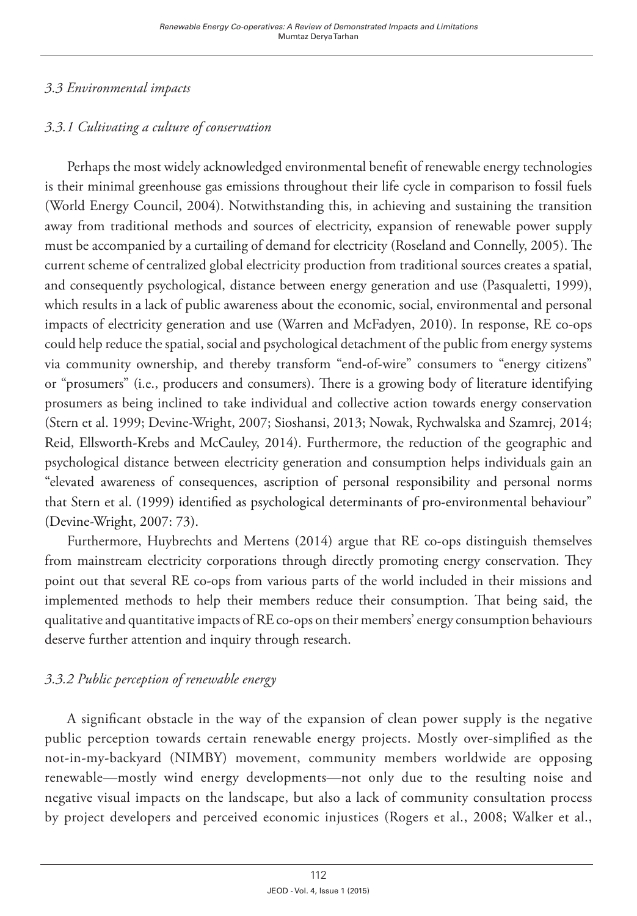### *3.3 Environmental impacts*

#### *3.3.1 Cultivating a culture of conservation*

Perhaps the most widely acknowledged environmental benefit of renewable energy technologies is their minimal greenhouse gas emissions throughout their life cycle in comparison to fossil fuels (World Energy Council, 2004). Notwithstanding this, in achieving and sustaining the transition away from traditional methods and sources of electricity, expansion of renewable power supply must be accompanied by a curtailing of demand for electricity (Roseland and Connelly, 2005). The current scheme of centralized global electricity production from traditional sources creates a spatial, and consequently psychological, distance between energy generation and use (Pasqualetti, 1999), which results in a lack of public awareness about the economic, social, environmental and personal impacts of electricity generation and use (Warren and McFadyen, 2010). In response, RE co-ops could help reduce the spatial, social and psychological detachment of the public from energy systems via community ownership, and thereby transform "end-of-wire" consumers to "energy citizens" or "prosumers" (i.e., producers and consumers). There is a growing body of literature identifying prosumers as being inclined to take individual and collective action towards energy conservation (Stern et al. 1999; Devine-Wright, 2007; Sioshansi, 2013; Nowak, Rychwalska and Szamrej, 2014; Reid, Ellsworth-Krebs and McCauley, 2014). Furthermore, the reduction of the geographic and psychological distance between electricity generation and consumption helps individuals gain an "elevated awareness of consequences, ascription of personal responsibility and personal norms that Stern et al. (1999) identified as psychological determinants of pro-environmental behaviour" (Devine-Wright, 2007: 73).

Furthermore, Huybrechts and Mertens (2014) argue that RE co-ops distinguish themselves from mainstream electricity corporations through directly promoting energy conservation. They point out that several RE co-ops from various parts of the world included in their missions and implemented methods to help their members reduce their consumption. That being said, the qualitative and quantitative impacts of RE co-ops on their members' energy consumption behaviours deserve further attention and inquiry through research.

#### *3.3.2 Public perception of renewable energy*

A significant obstacle in the way of the expansion of clean power supply is the negative public perception towards certain renewable energy projects. Mostly over-simplified as the not-in-my-backyard (NIMBY) movement, community members worldwide are opposing renewable—mostly wind energy developments—not only due to the resulting noise and negative visual impacts on the landscape, but also a lack of community consultation process by project developers and perceived economic injustices (Rogers et al., 2008; Walker et al.,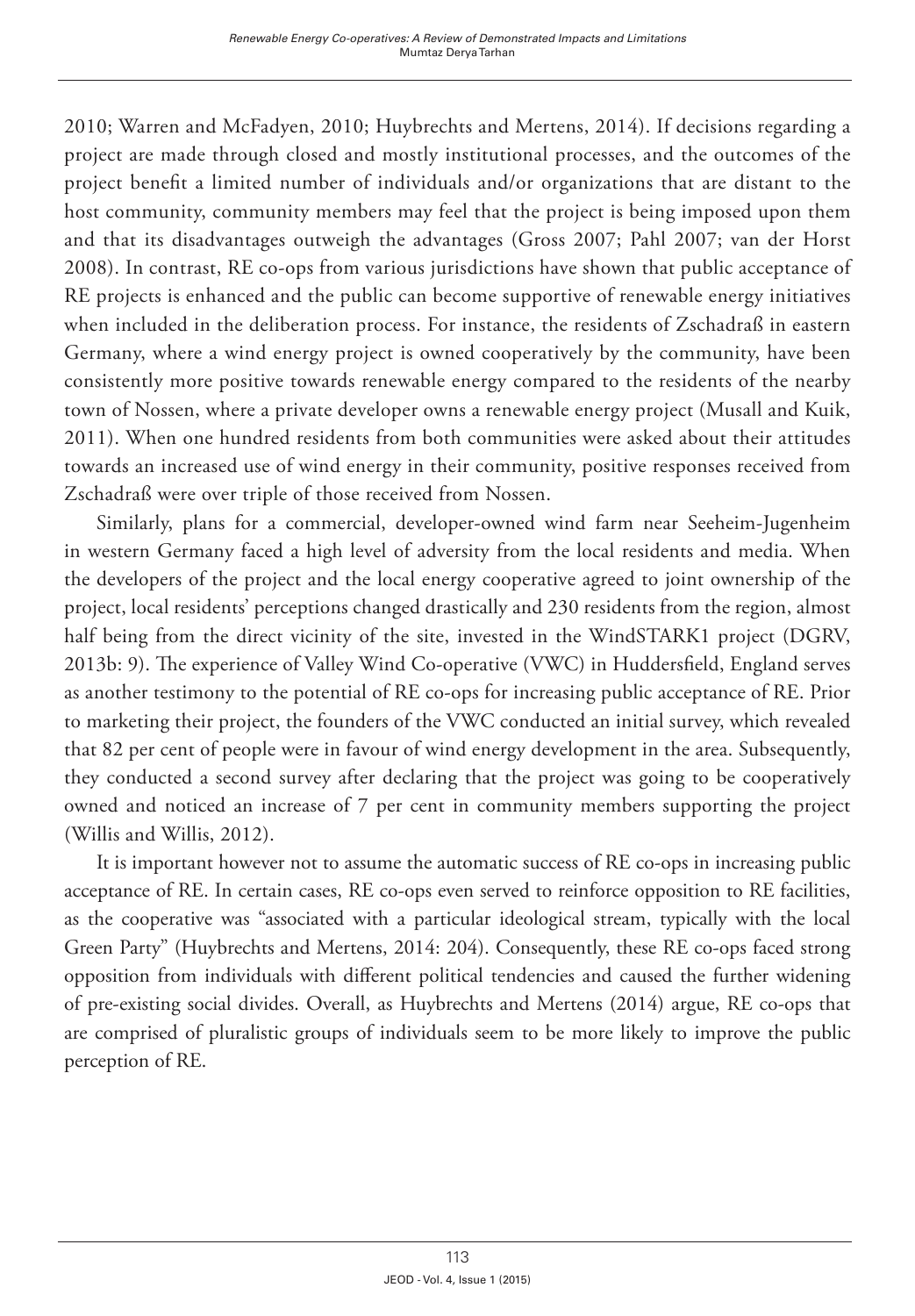2010; Warren and McFadyen, 2010; Huybrechts and Mertens, 2014). If decisions regarding a project are made through closed and mostly institutional processes, and the outcomes of the project benefit a limited number of individuals and/or organizations that are distant to the host community, community members may feel that the project is being imposed upon them and that its disadvantages outweigh the advantages (Gross 2007; Pahl 2007; van der Horst 2008). In contrast, RE co-ops from various jurisdictions have shown that public acceptance of RE projects is enhanced and the public can become supportive of renewable energy initiatives when included in the deliberation process. For instance, the residents of Zschadraß in eastern Germany, where a wind energy project is owned cooperatively by the community, have been consistently more positive towards renewable energy compared to the residents of the nearby town of Nossen, where a private developer owns a renewable energy project (Musall and Kuik, 2011). When one hundred residents from both communities were asked about their attitudes towards an increased use of wind energy in their community, positive responses received from Zschadraß were over triple of those received from Nossen.

Similarly, plans for a commercial, developer-owned wind farm near Seeheim-Jugenheim in western Germany faced a high level of adversity from the local residents and media. When the developers of the project and the local energy cooperative agreed to joint ownership of the project, local residents' perceptions changed drastically and 230 residents from the region, almost half being from the direct vicinity of the site, invested in the WindSTARK1 project (DGRV, 2013b: 9). The experience of Valley Wind Co-operative (VWC) in Huddersfield, England serves as another testimony to the potential of RE co-ops for increasing public acceptance of RE. Prior to marketing their project, the founders of the VWC conducted an initial survey, which revealed that 82 per cent of people were in favour of wind energy development in the area. Subsequently, they conducted a second survey after declaring that the project was going to be cooperatively owned and noticed an increase of 7 per cent in community members supporting the project (Willis and Willis, 2012).

It is important however not to assume the automatic success of RE co-ops in increasing public acceptance of RE. In certain cases, RE co-ops even served to reinforce opposition to RE facilities, as the cooperative was "associated with a particular ideological stream, typically with the local Green Party" (Huybrechts and Mertens, 2014: 204). Consequently, these RE co-ops faced strong opposition from individuals with different political tendencies and caused the further widening of pre-existing social divides. Overall, as Huybrechts and Mertens (2014) argue, RE co-ops that are comprised of pluralistic groups of individuals seem to be more likely to improve the public perception of RE.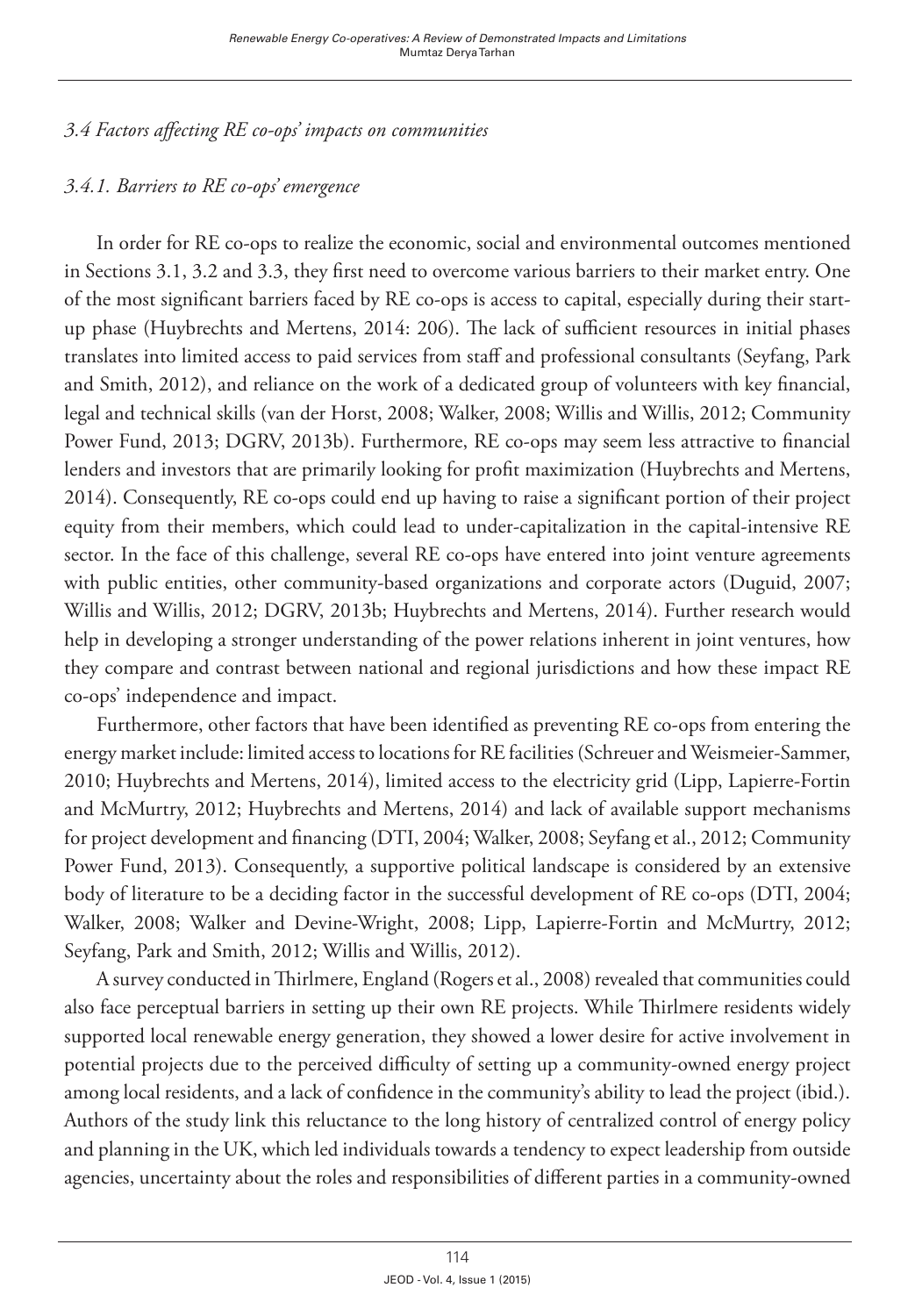### *3.4 Factors affecting RE co-ops' impacts on communities*

#### *3.4.1. Barriers to RE co-ops' emergence*

In order for RE co-ops to realize the economic, social and environmental outcomes mentioned in Sections 3.1, 3.2 and 3.3, they first need to overcome various barriers to their market entry. One of the most significant barriers faced by RE co-ops is access to capital, especially during their start-up phase (Huybrechts and Mertens, 2014: 206). The lack of sufficient resources in initial phases translates into limited access to paid services from staff and professional consultants (Seyfang, Park and Smith, 2012), and reliance on the work of a dedicated group of volunteers with key financial, legal and technical skills (van der Horst, 2008; Walker, 2008; Willis and Willis, 2012; Community Power Fund, 2013; DGRV, 2013b). Furthermore, RE co-ops may seem less attractive to financial lenders and investors that are primarily looking for profit maximization (Huybrechts and Mertens, 2014). Consequently, RE co-ops could end up having to raise a significant portion of their project equity from their members, which could lead to under-capitalization in the capital-intensive RE sector. In the face of this challenge, several RE co-ops have entered into joint venture agreements with public entities, other community-based organizations and corporate actors (Duguid, 2007; Willis and Willis, 2012; DGRV, 2013b; Huybrechts and Mertens, 2014). Further research would help in developing a stronger understanding of the power relations inherent in joint ventures, how they compare and contrast between national and regional jurisdictions and how these impact RE co-ops' independence and impact.

Furthermore, other factors that have been identified as preventing RE co-ops from entering the energy market include: limited access to locations for RE facilities (Schreuer and Weismeier-Sammer, 2010; Huybrechts and Mertens, 2014), limited access to the electricity grid (Lipp, Lapierre-Fortin and McMurtry, 2012; Huybrechts and Mertens, 2014) and lack of available support mechanisms for project development and financing (DTI, 2004; Walker, 2008; Seyfang et al., 2012; Community Power Fund, 2013). Consequently, a supportive political landscape is considered by an extensive body of literature to be a deciding factor in the successful development of RE co-ops (DTI, 2004; Walker, 2008; Walker and Devine-Wright, 2008; Lipp, Lapierre-Fortin and McMurtry, 2012; Seyfang, Park and Smith, 2012; Willis and Willis, 2012).

A survey conducted in Thirlmere, England (Rogers et al., 2008) revealed that communities could also face perceptual barriers in setting up their own RE projects. While Thirlmere residents widely supported local renewable energy generation, they showed a lower desire for active involvement in potential projects due to the perceived difficulty of setting up a community-owned energy project among local residents, and a lack of confidence in the community's ability to lead the project (ibid.). Authors of the study link this reluctance to the long history of centralized control of energy policy and planning in the UK, which led individuals towards a tendency to expect leadership from outside agencies, uncertainty about the roles and responsibilities of different parties in a community-owned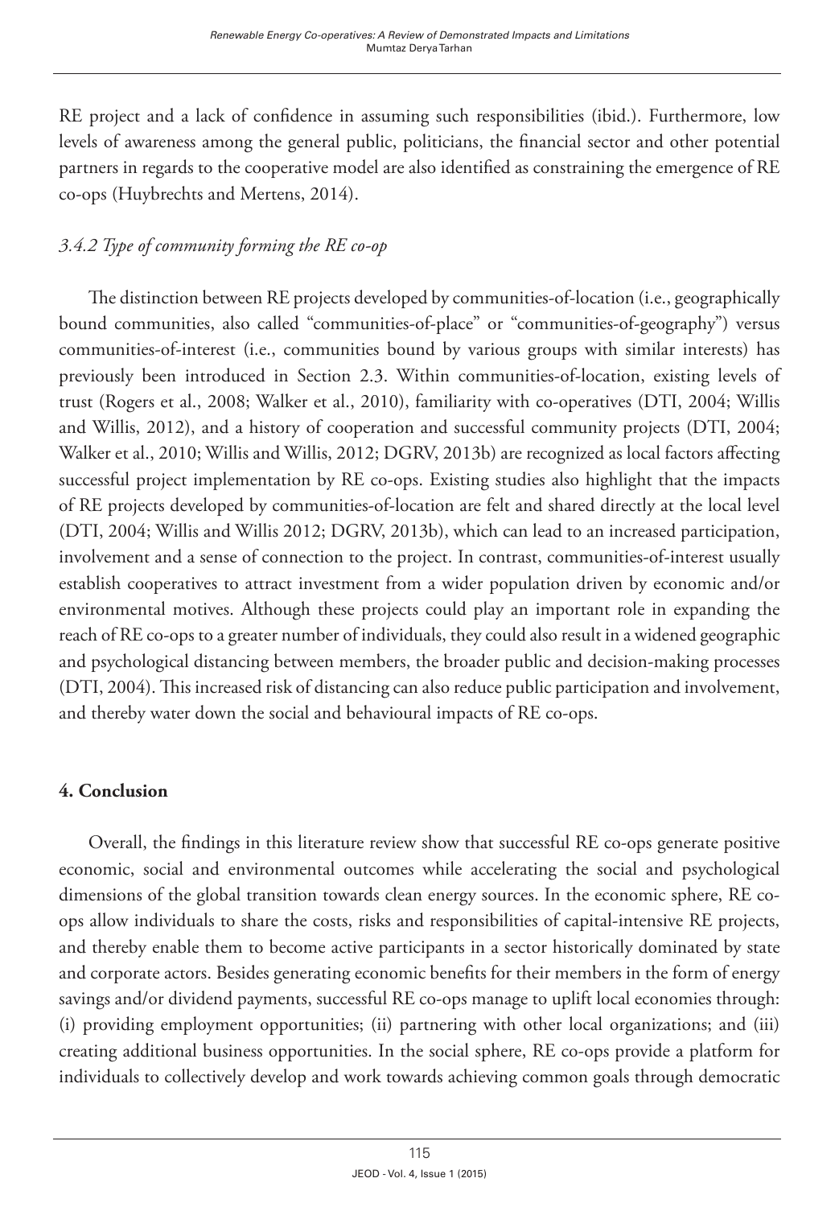RE project and a lack of confidence in assuming such responsibilities (ibid.). Furthermore, low levels of awareness among the general public, politicians, the financial sector and other potential partners in regards to the cooperative model are also identified as constraining the emergence of RE co-ops (Huybrechts and Mertens, 2014).

### *3.4.2 Type of community forming the RE co-op*

The distinction between RE projects developed by communities-of-location (i.e., geographically bound communities, also called "communities-of-place" or "communities-of-geography") versus communities-of-interest (i.e., communities bound by various groups with similar interests) has previously been introduced in Section 2.3. Within communities-of-location, existing levels of trust (Rogers et al., 2008; Walker et al., 2010), familiarity with co-operatives (DTI, 2004; Willis and Willis, 2012), and a history of cooperation and successful community projects (DTI, 2004; Walker et al., 2010; Willis and Willis, 2012; DGRV, 2013b) are recognized as local factors affecting successful project implementation by RE co-ops. Existing studies also highlight that the impacts of RE projects developed by communities-of-location are felt and shared directly at the local level (DTI, 2004; Willis and Willis 2012; DGRV, 2013b), which can lead to an increased participation, involvement and a sense of connection to the project. In contrast, communities-of-interest usually establish cooperatives to attract investment from a wider population driven by economic and/or environmental motives. Although these projects could play an important role in expanding the reach of RE co-ops to a greater number of individuals, they could also result in a widened geographic and psychological distancing between members, the broader public and decision-making processes (DTI, 2004). This increased risk of distancing can also reduce public participation and involvement, and thereby water down the social and behavioural impacts of RE co-ops.

## 4. Conclusion

Overall, the findings in this literature review show that successful RE co-ops generate positive economic, social and environmental outcomes while accelerating the social and psychological dimensions of the global transition towards clean energy sources. In the economic sphere, RE co-ops allow individuals to share the costs, risks and responsibilities of capital-intensive RE projects, and thereby enable them to become active participants in a sector historically dominated by state and corporate actors. Besides generating economic benefits for their members in the form of energy savings and/or dividend payments, successful RE co-ops manage to uplift local economies through: (i) providing employment opportunities; (ii) partnering with other local organizations; and (iii) creating additional business opportunities. In the social sphere, RE co-ops provide a platform for individuals to collectively develop and work towards achieving common goals through democratic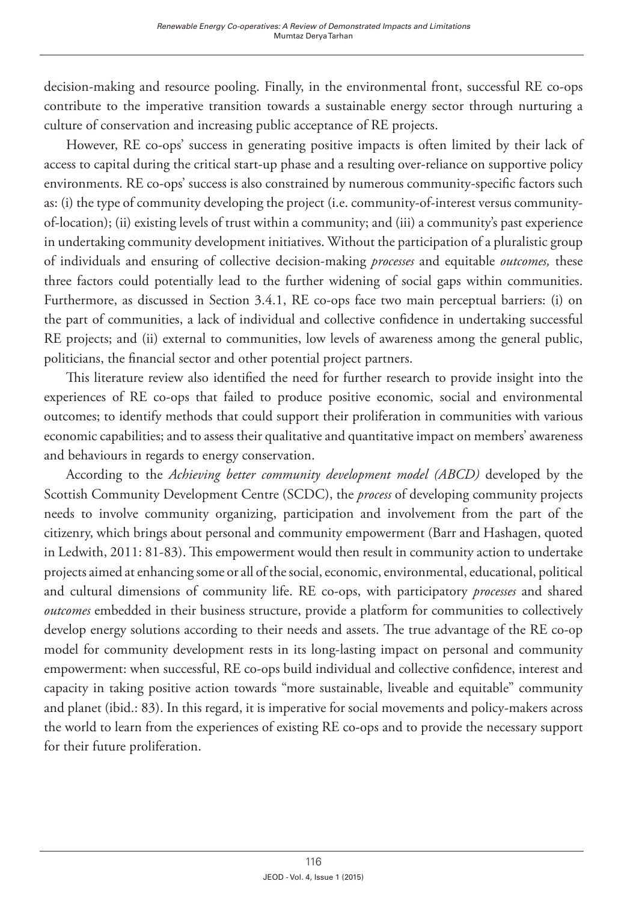decision-making and resource pooling. Finally, in the environmental front, successful RE co-ops contribute to the imperative transition towards a sustainable energy sector through nurturing a culture of conservation and increasing public acceptance of RE projects.

However, RE co-ops' success in generating positive impacts is often limited by their lack of access to capital during the critical start-up phase and a resulting over-reliance on supportive policy environments. RE co-ops' success is also constrained by numerous community-specific factors such as: (i) the type of community developing the project (i.e. community-of-interest versus community-of-location); (ii) existing levels of trust within a community; and (iii) a community's past experience in undertaking community development initiatives. Without the participation of a pluralistic group of individuals and ensuring of collective decision-making *processes* and equitable *outcomes,* these three factors could potentially lead to the further widening of social gaps within communities. Furthermore, as discussed in Section 3.4.1, RE co-ops face two main perceptual barriers: (i) on the part of communities, a lack of individual and collective confidence in undertaking successful RE projects; and (ii) external to communities, low levels of awareness among the general public, politicians, the financial sector and other potential project partners.

This literature review also identified the need for further research to provide insight into the experiences of RE co-ops that failed to produce positive economic, social and environmental outcomes; to identify methods that could support their proliferation in communities with various economic capabilities; and to assess their qualitative and quantitative impact on members' awareness and behaviours in regards to energy conservation.

According to the *Achieving better community development model (ABCD)* developed by the Scottish Community Development Centre (SCDC), the *process* of developing community projects needs to involve community organizing, participation and involvement from the part of the citizenry, which brings about personal and community empowerment (Barr and Hashagen, quoted in Ledwith, 2011: 81-83). This empowerment would then result in community action to undertake projects aimed at enhancing some or all of the social, economic, environmental, educational, political and cultural dimensions of community life. RE co-ops, with participatory *processes* and shared *outcomes* embedded in their business structure, provide a platform for communities to collectively develop energy solutions according to their needs and assets. The true advantage of the RE co-op model for community development rests in its long-lasting impact on personal and community empowerment: when successful, RE co-ops build individual and collective confidence, interest and capacity in taking positive action towards "more sustainable, liveable and equitable" community and planet (ibid.: 83). In this regard, it is imperative for social movements and policy-makers across the world to learn from the experiences of existing RE co-ops and to provide the necessary support for their future proliferation.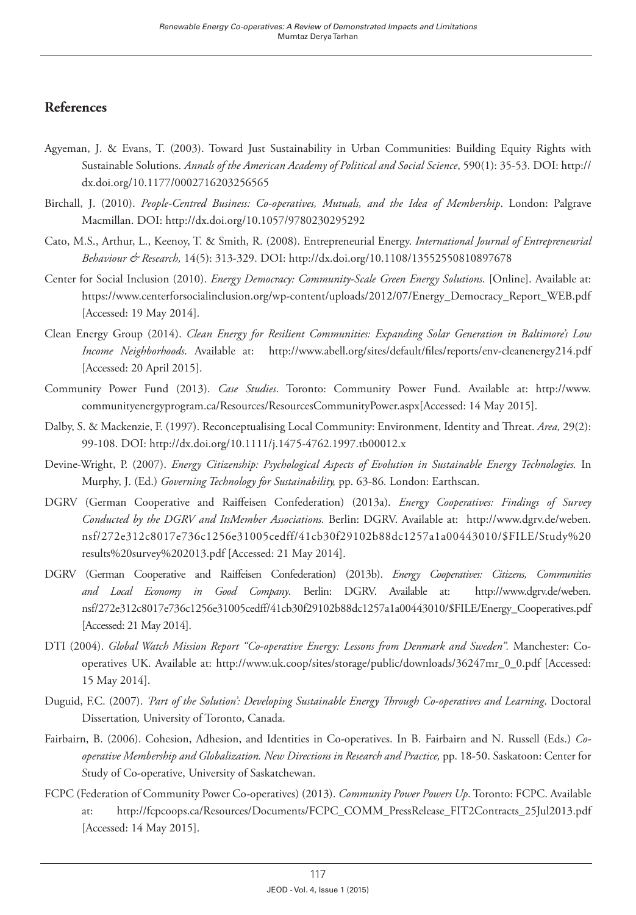## References

Agyeman, J. & Evans, T. (2003). Toward Just Sustainability in Urban Communities: Building Equity Rights with Sustainable Solutions. *Annals of the American Academy of Political and Social Science*, 590(1): 35-53. DOI: http://dx.doi.org/10.1177/0002716203256565

Birchall, J. (2010). *People-Centred Business: Co-operatives, Mutuals, and the Idea of Membership*. London: Palgrave Macmillan. DOI: http://dx.doi.org/10.1057/9780230295292

Cato, M.S., Arthur, L., Keenoy, T. & Smith, R. (2008). Entrepreneurial Energy. *International Journal of Entrepreneurial Behaviour & Research,* 14(5): 313-329. DOI: http://dx.doi.org/10.1108/13552550810897678

Center for Social Inclusion (2010). *Energy Democracy: Community-Scale Green Energy Solutions*. [Online]. Available at: https://www.centerforsocialinclusion.org/wp-content/uploads/2012/07/Energy_Democracy_Report_WEB.pdf [Accessed: 19 May 2014].

Clean Energy Group (2014). *Clean Energy for Resilient Communities: Expanding Solar Generation in Baltimore's Low Income Neighborhoods*. Available at: http://www.abell.org/sites/default/files/reports/env-cleanenergy214.pdf [Accessed: 20 April 2015].

Community Power Fund (2013). *Case Studies*. Toronto: Community Power Fund. Available at: http://www.communityenergyprogram.ca/Resources/ResourcesCommunityPower.aspx[Accessed: 14 May 2015].

Dalby, S. & Mackenzie, F. (1997). Reconceptualising Local Community: Environment, Identity and Threat. *Area,* 29(2): 99-108. DOI: http://dx.doi.org/10.1111/j.1475-4762.1997.tb00012.x

Devine-Wright, P. (2007). *Energy Citizenship: Psychological Aspects of Evolution in Sustainable Energy Technologies.* In Murphy, J. (Ed.) *Governing Technology for Sustainability,* pp. 63-86*.* London: Earthscan.

DGRV (German Cooperative and Raiffeisen Confederation) (2013a). *Energy Cooperatives: Findings of Survey Conducted by the DGRV and ItsMember Associations.* Berlin: DGRV. Available at: http://www.dgrv.de/weben.nsf/272e312c8017e736c1256e31005cedff/41cb30f29102b88dc1257a1a00443010/$FILE/Study%20results%20survey%202013.pdf [Accessed: 21 May 2014].

DGRV (German Cooperative and Raiffeisen Confederation) (2013b). *Energy Cooperatives: Citizens, Communities and Local Economy in Good Company*. Berlin: DGRV. Available at: http://www.dgrv.de/weben.nsf/272e312c8017e736c1256e31005cedff/41cb30f29102b88dc1257a1a00443010/$FILE/Energy_Cooperatives.pdf [Accessed: 21 May 2014].

DTI (2004). *Global Watch Mission Report "Co-operative Energy: Lessons from Denmark and Sweden".* Manchester: Co-operatives UK. Available at: http://www.uk.coop/sites/storage/public/downloads/36247mr_0_0.pdf [Accessed: 15 May 2014].

Duguid, F.C. (2007). *'Part of the Solution': Developing Sustainable Energy Through Co-operatives and Learning*. Doctoral Dissertation*,* University of Toronto, Canada.

Fairbairn, B. (2006). Cohesion, Adhesion, and Identities in Co-operatives. In B. Fairbairn and N. Russell (Eds.) *Co-operative Membership and Globalization. New Directions in Research and Practice,* pp. 18-50. Saskatoon: Center for Study of Co-operative, University of Saskatchewan.

FCPC (Federation of Community Power Co-operatives) (2013). *Community Power Powers Up*. Toronto: FCPC. Available at: http://fcpcoops.ca/Resources/Documents/FCPC_COMM_PressRelease_FIT2Contracts_25Jul2013.pdf [Accessed: 14 May 2015].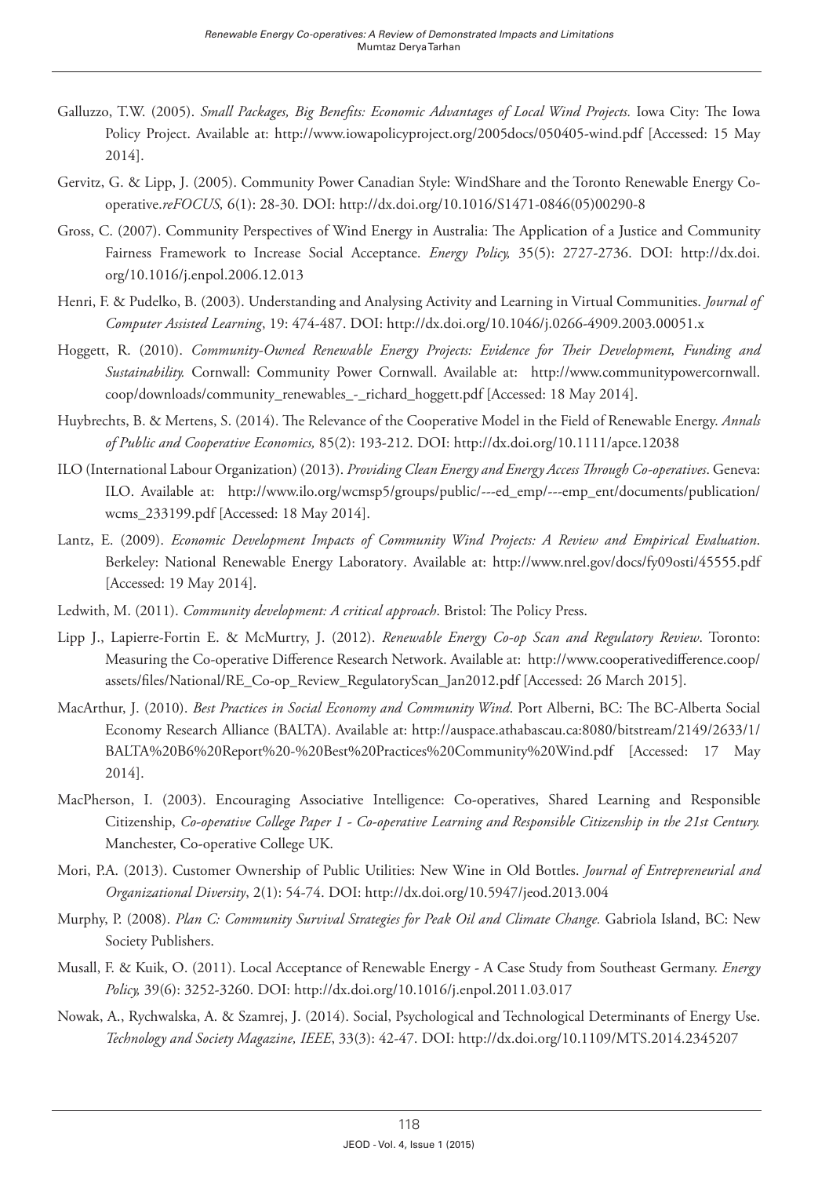Galluzzo, T.W. (2005). *Small Packages, Big Benefits: Economic Advantages of Local Wind Projects.* Iowa City: The Iowa Policy Project. Available at: http://www.iowapolicyproject.org/2005docs/050405-wind.pdf [Accessed: 15 May 2014].

Gervitz, G. & Lipp, J. (2005). Community Power Canadian Style: WindShare and the Toronto Renewable Energy Co-operative.*reFOCUS,* 6(1): 28-30. DOI: http://dx.doi.org/10.1016/S1471-0846(05)00290-8

Gross, C. (2007). Community Perspectives of Wind Energy in Australia: The Application of a Justice and Community Fairness Framework to Increase Social Acceptance. *Energy Policy,* 35(5): 2727-2736. DOI: http://dx.doi.org/10.1016/j.enpol.2006.12.013

Henri, F. & Pudelko, B. (2003). Understanding and Analysing Activity and Learning in Virtual Communities. *Journal of Computer Assisted Learning*, 19: 474-487. DOI: http://dx.doi.org/10.1046/j.0266-4909.2003.00051.x

Hoggett, R. (2010). *Community-Owned Renewable Energy Projects: Evidence for Their Development, Funding and Sustainability.* Cornwall: Community Power Cornwall. Available at: http://www.communitypowercornwall.coop/downloads/community_renewables_-_richard_hoggett.pdf [Accessed: 18 May 2014].

Huybrechts, B. & Mertens, S. (2014). The Relevance of the Cooperative Model in the Field of Renewable Energy. *Annals of Public and Cooperative Economics,* 85(2): 193-212. DOI: http://dx.doi.org/10.1111/apce.12038

ILO (International Labour Organization) (2013). *Providing Clean Energy and Energy Access Through Co-operatives*. Geneva: ILO. Available at: http://www.ilo.org/wcmsp5/groups/public/---ed_emp/---emp_ent/documents/publication/wcms_233199.pdf [Accessed: 18 May 2014].

Lantz, E. (2009). *Economic Development Impacts of Community Wind Projects: A Review and Empirical Evaluation*. Berkeley: National Renewable Energy Laboratory. Available at: http://www.nrel.gov/docs/fy09osti/45555.pdf [Accessed: 19 May 2014].

Ledwith, M. (2011). *Community development: A critical approach*. Bristol: The Policy Press.

Lipp J., Lapierre-Fortin E. & McMurtry, J. (2012). *Renewable Energy Co-op Scan and Regulatory Review*. Toronto: Measuring the Co-operative Difference Research Network. Available at: http://www.cooperativedifference.coop/assets/files/National/RE_Co-op_Review_RegulatoryScan_Jan2012.pdf [Accessed: 26 March 2015].

MacArthur, J. (2010). *Best Practices in Social Economy and Community Wind*. Port Alberni, BC: The BC-Alberta Social Economy Research Alliance (BALTA). Available at: http://auspace.athabascau.ca:8080/bitstream/2149/2633/1/BALTA%20B6%20Report%20-%20Best%20Practices%20Community%20Wind.pdf [Accessed: 17 May 2014].

MacPherson, I. (2003). Encouraging Associative Intelligence: Co-operatives, Shared Learning and Responsible Citizenship, *Co-operative College Paper 1 - Co-operative Learning and Responsible Citizenship in the 21st Century.* Manchester, Co-operative College UK.

Mori, P.A. (2013). Customer Ownership of Public Utilities: New Wine in Old Bottles. *Journal of Entrepreneurial and Organizational Diversity*, 2(1): 54-74. DOI: http://dx.doi.org/10.5947/jeod.2013.004

Murphy, P. (2008). *Plan C: Community Survival Strategies for Peak Oil and Climate Change.* Gabriola Island, BC: New Society Publishers.

Musall, F. & Kuik, O. (2011). Local Acceptance of Renewable Energy - A Case Study from Southeast Germany. *Energy Policy,* 39(6): 3252-3260. DOI: http://dx.doi.org/10.1016/j.enpol.2011.03.017

Nowak, A., Rychwalska, A. & Szamrej, J. (2014). Social, Psychological and Technological Determinants of Energy Use. *Technology and Society Magazine, IEEE*, 33(3): 42-47. DOI: http://dx.doi.org/10.1109/MTS.2014.2345207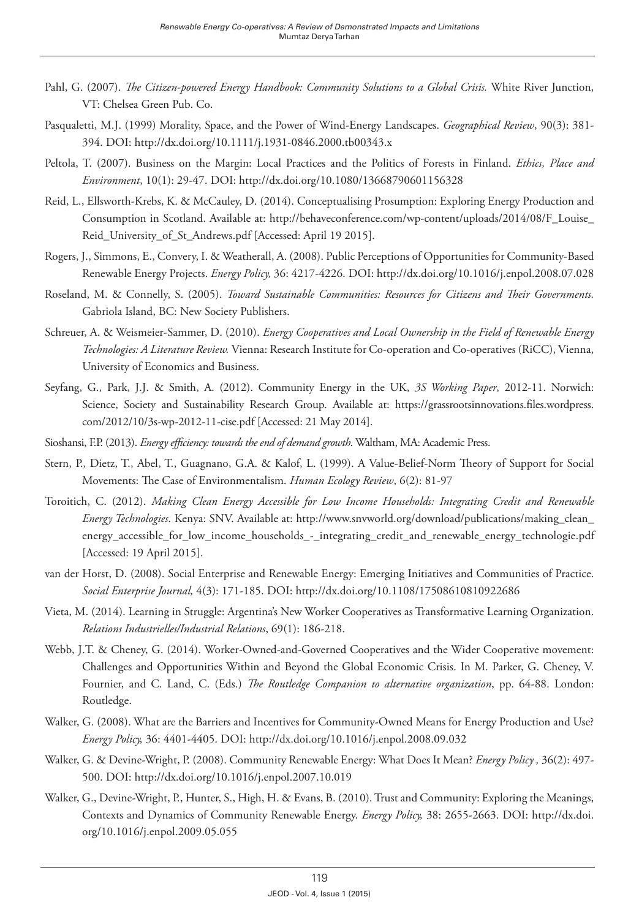Pahl, G. (2007). *The Citizen-powered Energy Handbook: Community Solutions to a Global Crisis.* White River Junction, VT: Chelsea Green Pub. Co.

Pasqualetti, M.J. (1999) Morality, Space, and the Power of Wind-Energy Landscapes. *Geographical Review*, 90(3): 381-394. DOI: http://dx.doi.org/10.1111/j.1931-0846.2000.tb00343.x

Peltola, T. (2007). Business on the Margin: Local Practices and the Politics of Forests in Finland. *Ethics, Place and Environment*, 10(1): 29-47. DOI: http://dx.doi.org/10.1080/13668790601156328

Reid, L., Ellsworth-Krebs, K. & McCauley, D. (2014). Conceptualising Prosumption: Exploring Energy Production and Consumption in Scotland. Available at: http://behaveconference.com/wp-content/uploads/2014/08/F_Louise_Reid_University_of_St_Andrews.pdf [Accessed: April 19 2015].

Rogers, J., Simmons, E., Convery, I. & Weatherall, A. (2008). Public Perceptions of Opportunities for Community-Based Renewable Energy Projects. *Energy Policy,* 36: 4217-4226. DOI: http://dx.doi.org/10.1016/j.enpol.2008.07.028

Roseland, M. & Connelly, S. (2005). *Toward Sustainable Communities: Resources for Citizens and Their Governments.* Gabriola Island, BC: New Society Publishers.

Schreuer, A. & Weismeier-Sammer, D. (2010). *Energy Cooperatives and Local Ownership in the Field of Renewable Energy Technologies: A Literature Review.* Vienna: Research Institute for Co-operation and Co-operatives (RiCC), Vienna, University of Economics and Business.

Seyfang, G., Park, J.J. & Smith, A. (2012). Community Energy in the UK, *3S Working Paper*, 2012-11. Norwich: Science, Society and Sustainability Research Group. Available at: https://grassrootsinnovations.files.wordpress.com/2012/10/3s-wp-2012-11-cise.pdf [Accessed: 21 May 2014].

Sioshansi, F.P. (2013). *Energy efficiency: towards the end of demand growth*. Waltham, MA: Academic Press.

Stern, P., Dietz, T., Abel, T., Guagnano, G.A. & Kalof, L. (1999). A Value-Belief-Norm Theory of Support for Social Movements: The Case of Environmentalism. *Human Ecology Review*, 6(2): 81-97

Toroitich, C. (2012). *Making Clean Energy Accessible for Low Income Households: Integrating Credit and Renewable Energy Technologies*. Kenya: SNV. Available at: http://www.snvworld.org/download/publications/making_clean_energy_accessible_for_low_income_households_-_integrating_credit_and_renewable_energy_technologie.pdf [Accessed: 19 April 2015].

van der Horst, D. (2008). Social Enterprise and Renewable Energy: Emerging Initiatives and Communities of Practice. *Social Enterprise Journal,* 4(3): 171-185. DOI: http://dx.doi.org/10.1108/17508610810922686

Vieta, M. (2014). Learning in Struggle: Argentina's New Worker Cooperatives as Transformative Learning Organization. *Relations Industrielles/Industrial Relations*, 69(1): 186-218.

Webb, J.T. & Cheney, G. (2014). Worker-Owned-and-Governed Cooperatives and the Wider Cooperative movement: Challenges and Opportunities Within and Beyond the Global Economic Crisis. In M. Parker, G. Cheney, V. Fournier, and C. Land, C. (Eds.) *The Routledge Companion to alternative organization*, pp. 64-88. London: Routledge.

Walker, G. (2008). What are the Barriers and Incentives for Community-Owned Means for Energy Production and Use? *Energy Policy,* 36: 4401-4405. DOI: http://dx.doi.org/10.1016/j.enpol.2008.09.032

Walker, G. & Devine-Wright, P. (2008). Community Renewable Energy: What Does It Mean? *Energy Policy ,* 36(2): 497-500. DOI: http://dx.doi.org/10.1016/j.enpol.2007.10.019

Walker, G., Devine-Wright, P., Hunter, S., High, H. & Evans, B. (2010). Trust and Community: Exploring the Meanings, Contexts and Dynamics of Community Renewable Energy. *Energy Policy,* 38: 2655-2663. DOI: http://dx.doi.org/10.1016/j.enpol.2009.05.055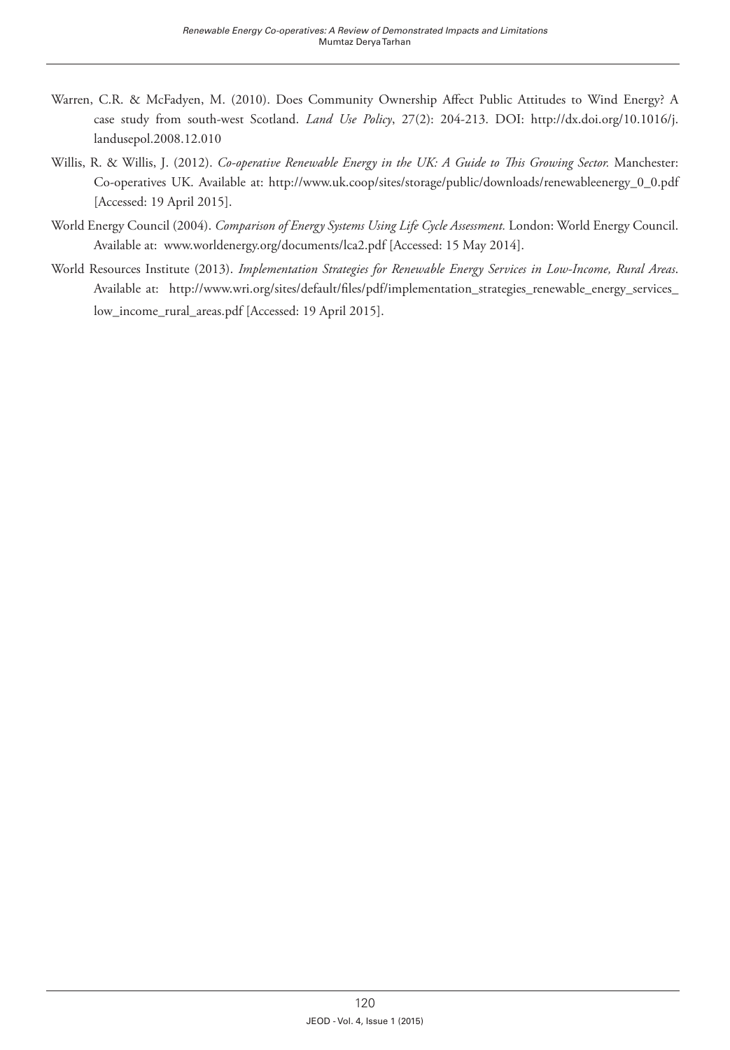Warren, C.R. & McFadyen, M. (2010). Does Community Ownership Affect Public Attitudes to Wind Energy? A case study from south-west Scotland. *Land Use Policy*, 27(2): 204-213. DOI: http://dx.doi.org/10.1016/j.landusepol.2008.12.010

Willis, R. & Willis, J. (2012). *Co-operative Renewable Energy in the UK: A Guide to This Growing Sector.* Manchester: Co-operatives UK. Available at: http://www.uk.coop/sites/storage/public/downloads/renewableenergy_0_0.pdf [Accessed: 19 April 2015].

World Energy Council (2004). *Comparison of Energy Systems Using Life Cycle Assessment.* London: World Energy Council. Available at: www.worldenergy.org/documents/lca2.pdf [Accessed: 15 May 2014].

World Resources Institute (2013). *Implementation Strategies for Renewable Energy Services in Low-Income, Rural Areas*. Available at: http://www.wri.org/sites/default/files/pdf/implementation_strategies_renewable_energy_services_low_income_rural_areas.pdf [Accessed: 19 April 2015].